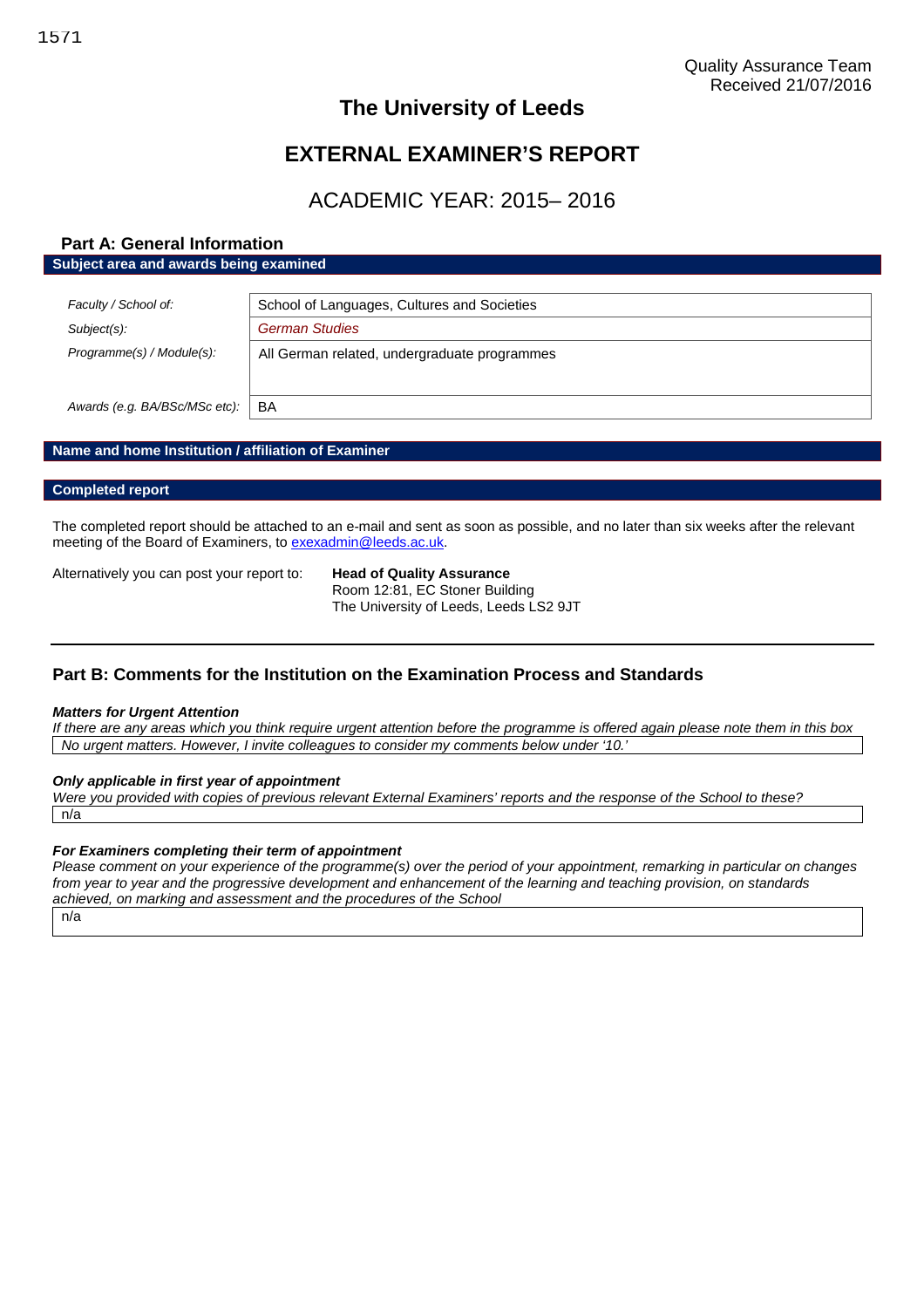Quality Assurance Team
Received 21/07/2016

# The University of Leeds

# EXTERNAL EXAMINER'S REPORT

## ACADEMIC YEAR: 2015– 2016

## Part A: General Information

**Subject area and awards being examined**

| | |
|---|---|
| *Faculty / School of:* | School of Languages, Cultures and Societies |
| *Subject(s):* | *German Studies* |
| *Programme(s) / Module(s):* | All German related, undergraduate programmes |
| *Awards (e.g. BA/BSc/MSc etc):* | BA |

**Name and home Institution / affiliation of Examiner**

**Completed report**

The completed report should be attached to an e-mail and sent as soon as possible, and no later than six weeks after the relevant meeting of the Board of Examiners, to exexadmin@leeds.ac.uk.

Alternatively you can post your report to:

**Head of Quality Assurance**
Room 12:81, EC Stoner Building
The University of Leeds, Leeds LS2 9JT

## Part B: Comments for the Institution on the Examination Process and Standards

***Matters for Urgent Attention***

*If there are any areas which you think require urgent attention before the programme is offered again please note them in this box*

*No urgent matters. However, I invite colleagues to consider my comments below under '10.'*

***Only applicable in first year of appointment***

*Were you provided with copies of previous relevant External Examiners' reports and the response of the School to these?*

n/a

***For Examiners completing their term of appointment***

*Please comment on your experience of the programme(s) over the period of your appointment, remarking in particular on changes from year to year and the progressive development and enhancement of the learning and teaching provision, on standards achieved, on marking and assessment and the procedures of the School*

n/a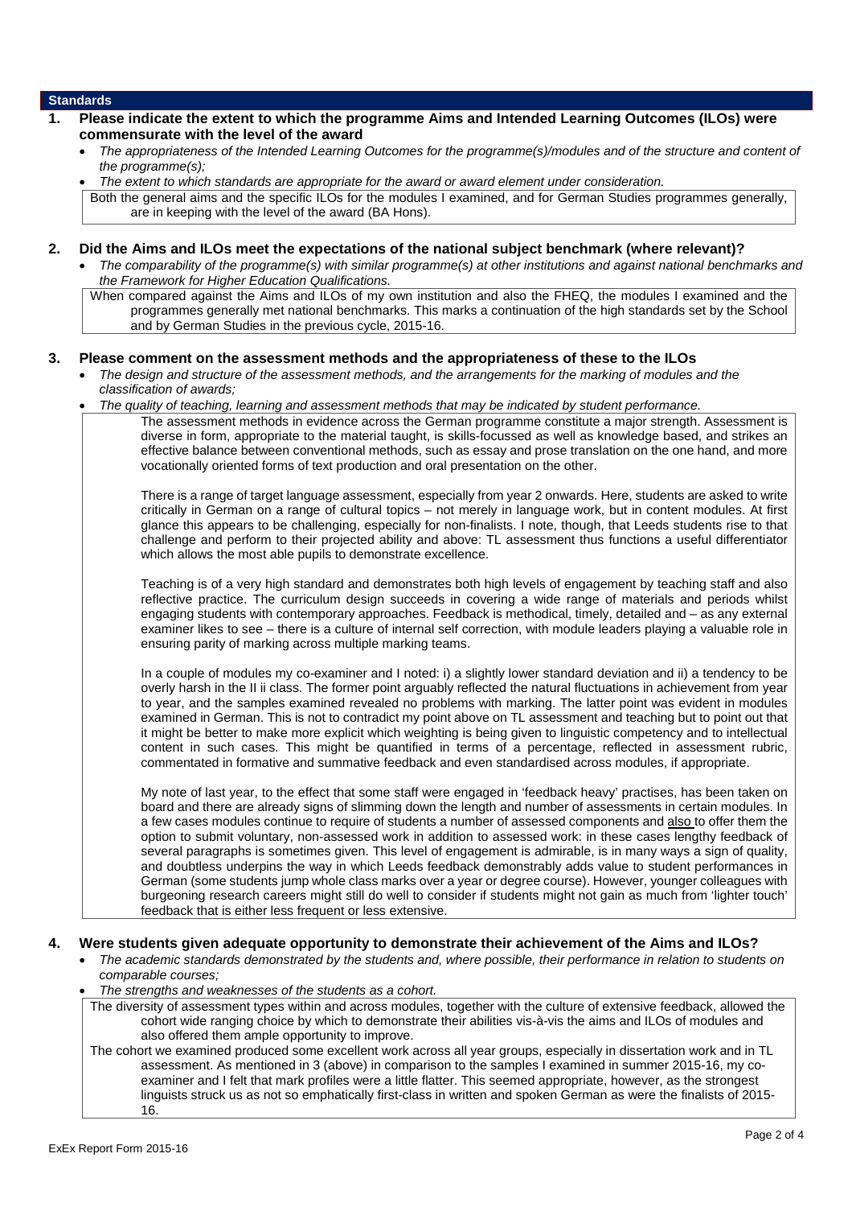## Standards

**1. Please indicate the extent to which the programme Aims and Intended Learning Outcomes (ILOs) were commensurate with the level of the award**

- *The appropriateness of the Intended Learning Outcomes for the programme(s)/modules and of the structure and content of the programme(s);*
- *The extent to which standards are appropriate for the award or award element under consideration.*

Both the general aims and the specific ILOs for the modules I examined, and for German Studies programmes generally, are in keeping with the level of the award (BA Hons).

**2. Did the Aims and ILOs meet the expectations of the national subject benchmark (where relevant)?**

- *The comparability of the programme(s) with similar programme(s) at other institutions and against national benchmarks and the Framework for Higher Education Qualifications.*

When compared against the Aims and ILOs of my own institution and also the FHEQ, the modules I examined and the programmes generally met national benchmarks. This marks a continuation of the high standards set by the School and by German Studies in the previous cycle, 2015-16.

**3. Please comment on the assessment methods and the appropriateness of these to the ILOs**

- *The design and structure of the assessment methods, and the arrangements for the marking of modules and the classification of awards;*
- *The quality of teaching, learning and assessment methods that may be indicated by student performance.*

The assessment methods in evidence across the German programme constitute a major strength. Assessment is diverse in form, appropriate to the material taught, is skills-focussed as well as knowledge based, and strikes an effective balance between conventional methods, such as essay and prose translation on the one hand, and more vocationally oriented forms of text production and oral presentation on the other.

There is a range of target language assessment, especially from year 2 onwards. Here, students are asked to write critically in German on a range of cultural topics – not merely in language work, but in content modules. At first glance this appears to be challenging, especially for non-finalists. I note, though, that Leeds students rise to that challenge and perform to their projected ability and above: TL assessment thus functions a useful differentiator which allows the most able pupils to demonstrate excellence.

Teaching is of a very high standard and demonstrates both high levels of engagement by teaching staff and also reflective practice. The curriculum design succeeds in covering a wide range of materials and periods whilst engaging students with contemporary approaches. Feedback is methodical, timely, detailed and – as any external examiner likes to see – there is a culture of internal self correction, with module leaders playing a valuable role in ensuring parity of marking across multiple marking teams.

In a couple of modules my co-examiner and I noted: i) a slightly lower standard deviation and ii) a tendency to be overly harsh in the II ii class. The former point arguably reflected the natural fluctuations in achievement from year to year, and the samples examined revealed no problems with marking. The latter point was evident in modules examined in German. This is not to contradict my point above on TL assessment and teaching but to point out that it might be better to make more explicit which weighting is being given to linguistic competency and to intellectual content in such cases. This might be quantified in terms of a percentage, reflected in assessment rubric, commentated in formative and summative feedback and even standardised across modules, if appropriate.

My note of last year, to the effect that some staff were engaged in 'feedback heavy' practises, has been taken on board and there are already signs of slimming down the length and number of assessments in certain modules. In a few cases modules continue to require of students a number of assessed components and <u>also</u> to offer them the option to submit voluntary, non-assessed work in addition to assessed work: in these cases lengthy feedback of several paragraphs is sometimes given. This level of engagement is admirable, is in many ways a sign of quality, and doubtless underpins the way in which Leeds feedback demonstrably adds value to student performances in German (some students jump whole class marks over a year or degree course). However, younger colleagues with burgeoning research careers might still do well to consider if students might not gain as much from 'lighter touch' feedback that is either less frequent or less extensive.

**4. Were students given adequate opportunity to demonstrate their achievement of the Aims and ILOs?**

- *The academic standards demonstrated by the students and, where possible, their performance in relation to students on comparable courses;*
- *The strengths and weaknesses of the students as a cohort.*

The diversity of assessment types within and across modules, together with the culture of extensive feedback, allowed the cohort wide ranging choice by which to demonstrate their abilities vis-à-vis the aims and ILOs of modules and also offered them ample opportunity to improve.

The cohort we examined produced some excellent work across all year groups, especially in dissertation work and in TL assessment. As mentioned in 3 (above) in comparison to the samples I examined in summer 2015-16, my co-examiner and I felt that mark profiles were a little flatter. This seemed appropriate, however, as the strongest linguists struck us as not so emphatically first-class in written and spoken German as were the finalists of 2015-16.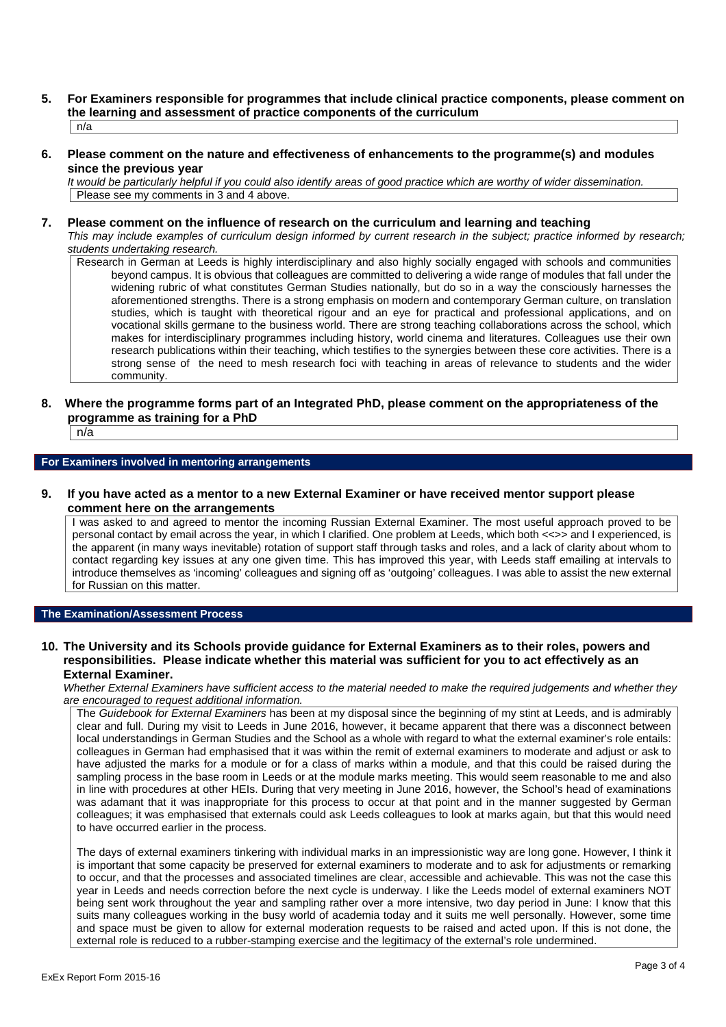**5. For Examiners responsible for programmes that include clinical practice components, please comment on the learning and assessment of practice components of the curriculum**

n/a

**6. Please comment on the nature and effectiveness of enhancements to the programme(s) and modules since the previous year**

*It would be particularly helpful if you could also identify areas of good practice which are worthy of wider dissemination.*

Please see my comments in 3 and 4 above.

**7. Please comment on the influence of research on the curriculum and learning and teaching**

*This may include examples of curriculum design informed by current research in the subject; practice informed by research; students undertaking research.*

Research in German at Leeds is highly interdisciplinary and also highly socially engaged with schools and communities beyond campus. It is obvious that colleagues are committed to delivering a wide range of modules that fall under the widening rubric of what constitutes German Studies nationally, but do so in a way the consciously harnesses the aforementioned strengths. There is a strong emphasis on modern and contemporary German culture, on translation studies, which is taught with theoretical rigour and an eye for practical and professional applications, and on vocational skills germane to the business world. There are strong teaching collaborations across the school, which makes for interdisciplinary programmes including history, world cinema and literatures. Colleagues use their own research publications within their teaching, which testifies to the synergies between these core activities. There is a strong sense of the need to mesh research foci with teaching in areas of relevance to students and the wider community.

**8. Where the programme forms part of an Integrated PhD, please comment on the appropriateness of the programme as training for a PhD**

n/a

## For Examiners involved in mentoring arrangements

**9. If you have acted as a mentor to a new External Examiner or have received mentor support please comment here on the arrangements**

I was asked to and agreed to mentor the incoming Russian External Examiner. The most useful approach proved to be personal contact by email across the year, in which I clarified. One problem at Leeds, which both <<>> and I experienced, is the apparent (in many ways inevitable) rotation of support staff through tasks and roles, and a lack of clarity about whom to contact regarding key issues at any one given time. This has improved this year, with Leeds staff emailing at intervals to introduce themselves as 'incoming' colleagues and signing off as 'outgoing' colleagues. I was able to assist the new external for Russian on this matter.

## The Examination/Assessment Process

**10. The University and its Schools provide guidance for External Examiners as to their roles, powers and responsibilities. Please indicate whether this material was sufficient for you to act effectively as an External Examiner.**

*Whether External Examiners have sufficient access to the material needed to make the required judgements and whether they are encouraged to request additional information.*

The *Guidebook for External Examiners* has been at my disposal since the beginning of my stint at Leeds, and is admirably clear and full. During my visit to Leeds in June 2016, however, it became apparent that there was a disconnect between local understandings in German Studies and the School as a whole with regard to what the external examiner's role entails: colleagues in German had emphasised that it was within the remit of external examiners to moderate and adjust or ask to have adjusted the marks for a module or for a class of marks within a module, and that this could be raised during the sampling process in the base room in Leeds or at the module marks meeting. This would seem reasonable to me and also in line with procedures at other HEIs. During that very meeting in June 2016, however, the School's head of examinations was adamant that it was inappropriate for this process to occur at that point and in the manner suggested by German colleagues; it was emphasised that externals could ask Leeds colleagues to look at marks again, but that this would need to have occurred earlier in the process.

The days of external examiners tinkering with individual marks in an impressionistic way are long gone. However, I think it is important that some capacity be preserved for external examiners to moderate and to ask for adjustments or remarking to occur, and that the processes and associated timelines are clear, accessible and achievable. This was not the case this year in Leeds and needs correction before the next cycle is underway. I like the Leeds model of external examiners NOT being sent work throughout the year and sampling rather over a more intensive, two day period in June: I know that this suits many colleagues working in the busy world of academia today and it suits me well personally. However, some time and space must be given to allow for external moderation requests to be raised and acted upon. If this is not done, the external role is reduced to a rubber-stamping exercise and the legitimacy of the external's role undermined.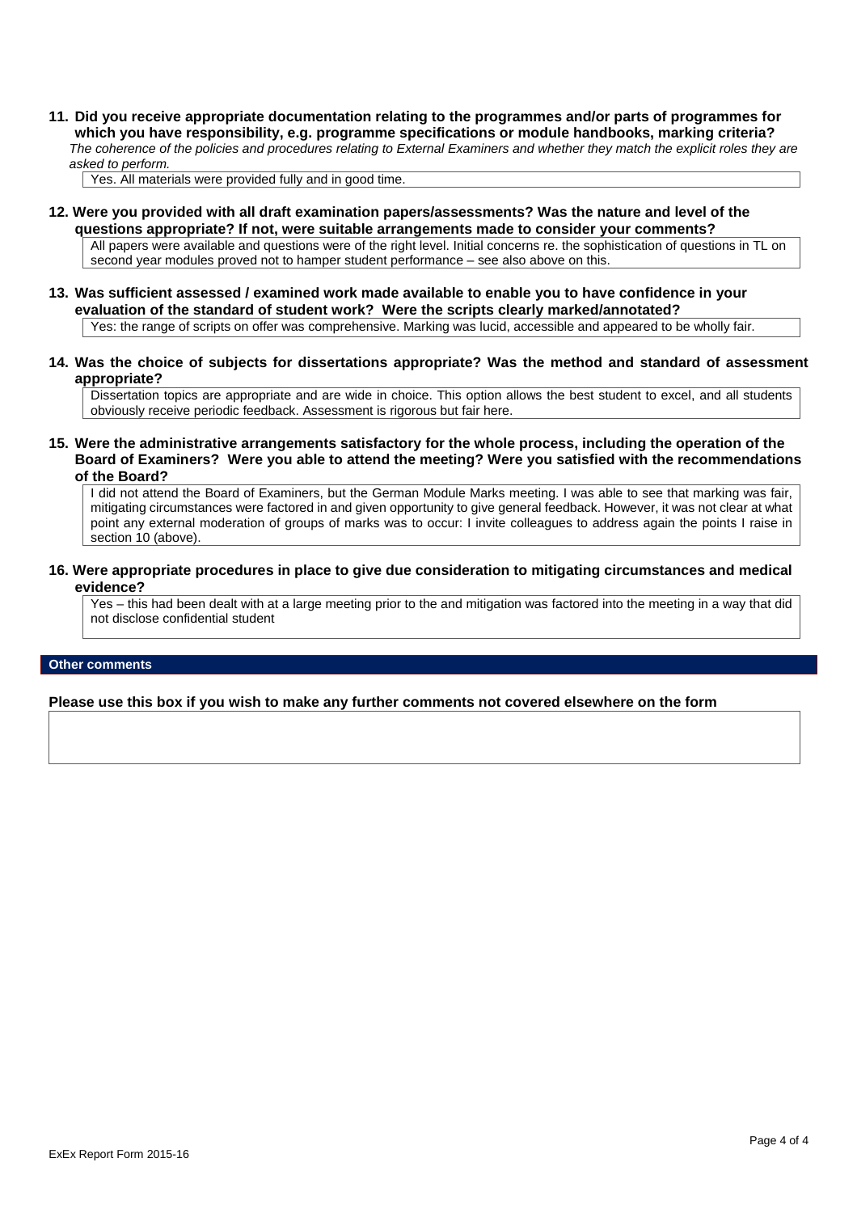**11. Did you receive appropriate documentation relating to the programmes and/or parts of programmes for which you have responsibility, e.g. programme specifications or module handbooks, marking criteria?**

*The coherence of the policies and procedures relating to External Examiners and whether they match the explicit roles they are asked to perform.*

Yes. All materials were provided fully and in good time.

**12. Were you provided with all draft examination papers/assessments? Was the nature and level of the questions appropriate? If not, were suitable arrangements made to consider your comments?**

All papers were available and questions were of the right level. Initial concerns re. the sophistication of questions in TL on second year modules proved not to hamper student performance – see also above on this.

**13. Was sufficient assessed / examined work made available to enable you to have confidence in your evaluation of the standard of student work? Were the scripts clearly marked/annotated?**

Yes: the range of scripts on offer was comprehensive. Marking was lucid, accessible and appeared to be wholly fair.

**14. Was the choice of subjects for dissertations appropriate? Was the method and standard of assessment appropriate?**

Dissertation topics are appropriate and are wide in choice. This option allows the best student to excel, and all students obviously receive periodic feedback. Assessment is rigorous but fair here.

**15. Were the administrative arrangements satisfactory for the whole process, including the operation of the Board of Examiners? Were you able to attend the meeting? Were you satisfied with the recommendations of the Board?**

I did not attend the Board of Examiners, but the German Module Marks meeting. I was able to see that marking was fair, mitigating circumstances were factored in and given opportunity to give general feedback. However, it was not clear at what point any external moderation of groups of marks was to occur: I invite colleagues to address again the points I raise in section 10 (above).

**16. Were appropriate procedures in place to give due consideration to mitigating circumstances and medical evidence?**

Yes – this had been dealt with at a large meeting prior to the and mitigation was factored into the meeting in a way that did not disclose confidential student

## Other comments

**Please use this box if you wish to make any further comments not covered elsewhere on the form**

ExEx Report Form 2015-16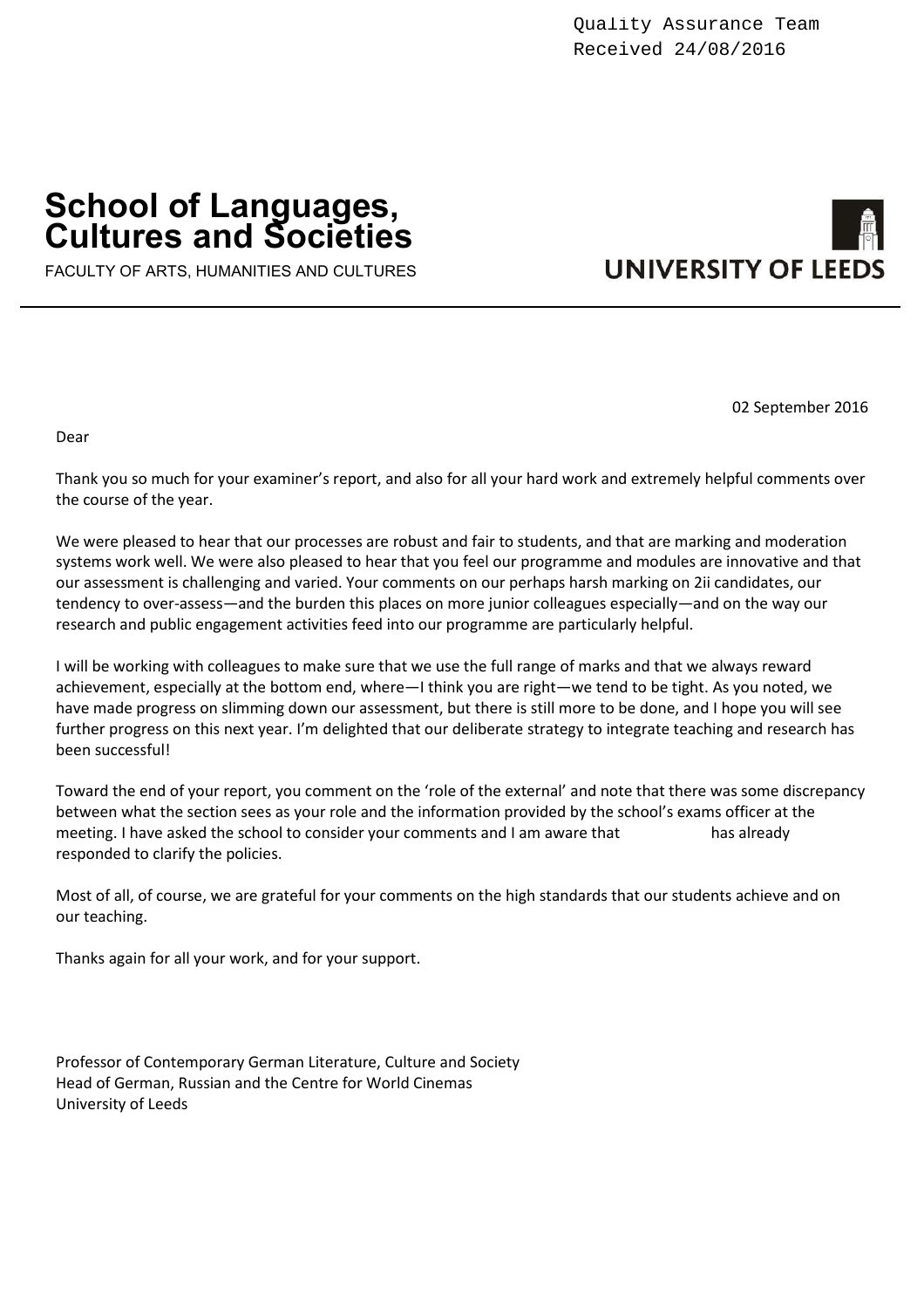Quality Assurance Team
Received 24/08/2016

# School of Languages, Cultures and Societies

FACULTY OF ARTS, HUMANITIES AND CULTURES

UNIVERSITY OF LEEDS

02 September 2016

Dear

Thank you so much for your examiner's report, and also for all your hard work and extremely helpful comments over the course of the year.

We were pleased to hear that our processes are robust and fair to students, and that are marking and moderation systems work well. We were also pleased to hear that you feel our programme and modules are innovative and that our assessment is challenging and varied. Your comments on our perhaps harsh marking on 2ii candidates, our tendency to over-assess—and the burden this places on more junior colleagues especially—and on the way our research and public engagement activities feed into our programme are particularly helpful.

I will be working with colleagues to make sure that we use the full range of marks and that we always reward achievement, especially at the bottom end, where—I think you are right—we tend to be tight. As you noted, we have made progress on slimming down our assessment, but there is still more to be done, and I hope you will see further progress on this next year. I'm delighted that our deliberate strategy to integrate teaching and research has been successful!

Toward the end of your report, you comment on the 'role of the external' and note that there was some discrepancy between what the section sees as your role and the information provided by the school's exams officer at the meeting. I have asked the school to consider your comments and I am aware that has already responded to clarify the policies.

Most of all, of course, we are grateful for your comments on the high standards that our students achieve and on our teaching.

Thanks again for all your work, and for your support.

Professor of Contemporary German Literature, Culture and Society
Head of German, Russian and the Centre for World Cinemas
University of Leeds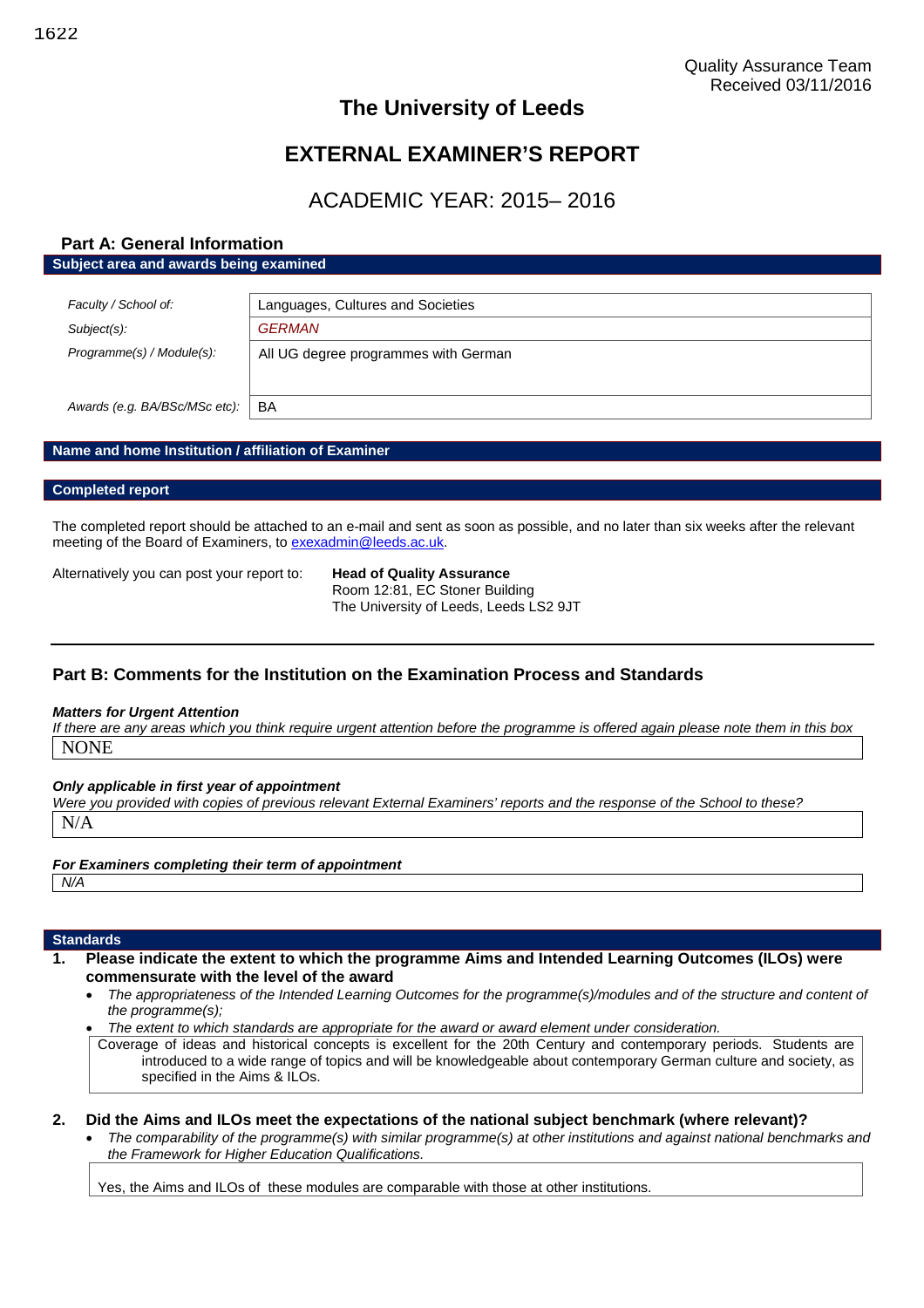Quality Assurance Team
Received 03/11/2016

# The University of Leeds

# EXTERNAL EXAMINER'S REPORT

## ACADEMIC YEAR: 2015– 2016

### Part A: General Information

**Subject area and awards being examined**

| | |
|---|---|
| *Faculty / School of:* | Languages, Cultures and Societies |
| *Subject(s):* | *GERMAN* |
| *Programme(s) / Module(s):* | All UG degree programmes with German |
| *Awards (e.g. BA/BSc/MSc etc):* | BA |

**Name and home Institution / affiliation of Examiner**

**Completed report**

The completed report should be attached to an e-mail and sent as soon as possible, and no later than six weeks after the relevant meeting of the Board of Examiners, to exexadmin@leeds.ac.uk.

Alternatively you can post your report to: **Head of Quality Assurance**
Room 12:81, EC Stoner Building
The University of Leeds, Leeds LS2 9JT

### Part B: Comments for the Institution on the Examination Process and Standards

***Matters for Urgent Attention***

*If there are any areas which you think require urgent attention before the programme is offered again please note them in this box*

NONE

***Only applicable in first year of appointment***

*Were you provided with copies of previous relevant External Examiners' reports and the response of the School to these?*

N/A

***For Examiners completing their term of appointment***

*N/A*

**Standards**

1. **Please indicate the extent to which the programme Aims and Intended Learning Outcomes (ILOs) were commensurate with the level of the award**
   - *The appropriateness of the Intended Learning Outcomes for the programme(s)/modules and of the structure and content of the programme(s);*
   - *The extent to which standards are appropriate for the award or award element under consideration.*

   Coverage of ideas and historical concepts is excellent for the 20th Century and contemporary periods. Students are introduced to a wide range of topics and will be knowledgeable about contemporary German culture and society, as specified in the Aims & ILOs.

2. **Did the Aims and ILOs meet the expectations of the national subject benchmark (where relevant)?**
   - *The comparability of the programme(s) with similar programme(s) at other institutions and against national benchmarks and the Framework for Higher Education Qualifications.*

   Yes, the Aims and ILOs of these modules are comparable with those at other institutions.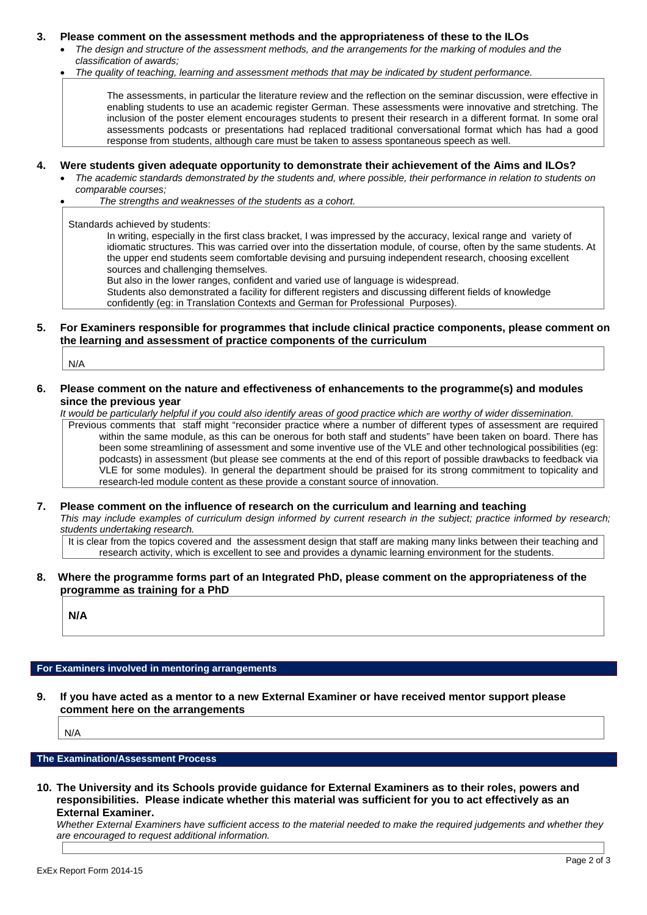**3. Please comment on the assessment methods and the appropriateness of these to the ILOs**

- *The design and structure of the assessment methods, and the arrangements for the marking of modules and the classification of awards;*
- *The quality of teaching, learning and assessment methods that may be indicated by student performance.*

The assessments, in particular the literature review and the reflection on the seminar discussion, were effective in enabling students to use an academic register German. These assessments were innovative and stretching. The inclusion of the poster element encourages students to present their research in a different format. In some oral assessments podcasts or presentations had replaced traditional conversational format which has had a good response from students, although care must be taken to assess spontaneous speech as well.

**4. Were students given adequate opportunity to demonstrate their achievement of the Aims and ILOs?**

- *The academic standards demonstrated by the students and, where possible, their performance in relation to students on comparable courses;*
- *The strengths and weaknesses of the students as a cohort.*

Standards achieved by students:

In writing, especially in the first class bracket, I was impressed by the accuracy, lexical range and variety of idiomatic structures. This was carried over into the dissertation module, of course, often by the same students. At the upper end students seem comfortable devising and pursuing independent research, choosing excellent sources and challenging themselves.

But also in the lower ranges, confident and varied use of language is widespread.

Students also demonstrated a facility for different registers and discussing different fields of knowledge confidently (eg: in Translation Contexts and German for Professional Purposes).

**5. For Examiners responsible for programmes that include clinical practice components, please comment on the learning and assessment of practice components of the curriculum**

N/A

**6. Please comment on the nature and effectiveness of enhancements to the programme(s) and modules since the previous year**

*It would be particularly helpful if you could also identify areas of good practice which are worthy of wider dissemination.*

Previous comments that staff might "reconsider practice where a number of different types of assessment are required within the same module, as this can be onerous for both staff and students" have been taken on board. There has been some streamlining of assessment and some inventive use of the VLE and other technological possibilities (eg: podcasts) in assessment (but please see comments at the end of this report of possible drawbacks to feedback via VLE for some modules). In general the department should be praised for its strong commitment to topicality and research-led module content as these provide a constant source of innovation.

**7. Please comment on the influence of research on the curriculum and learning and teaching**

*This may include examples of curriculum design informed by current research in the subject; practice informed by research; students undertaking research.*

It is clear from the topics covered and the assessment design that staff are making many links between their teaching and research activity, which is excellent to see and provides a dynamic learning environment for the students.

**8. Where the programme forms part of an Integrated PhD, please comment on the appropriateness of the programme as training for a PhD**

**N/A**

## For Examiners involved in mentoring arrangements

**9. If you have acted as a mentor to a new External Examiner or have received mentor support please comment here on the arrangements**

N/A

## The Examination/Assessment Process

**10. The University and its Schools provide guidance for External Examiners as to their roles, powers and responsibilities. Please indicate whether this material was sufficient for you to act effectively as an External Examiner.**

*Whether External Examiners have sufficient access to the material needed to make the required judgements and whether they are encouraged to request additional information.*

ExEx Report Form 2014-15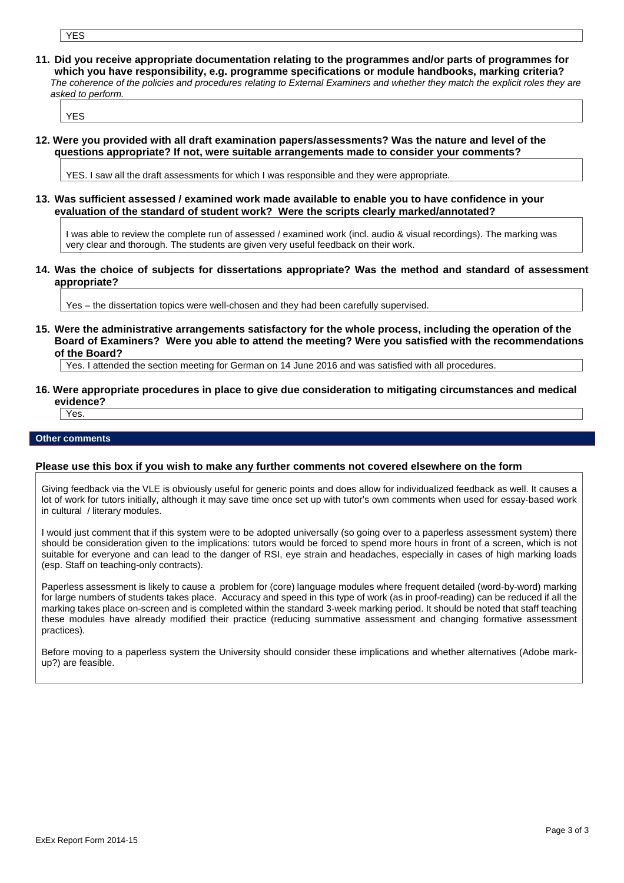YES

**11. Did you receive appropriate documentation relating to the programmes and/or parts of programmes for which you have responsibility, e.g. programme specifications or module handbooks, marking criteria?**

*The coherence of the policies and procedures relating to External Examiners and whether they match the explicit roles they are asked to perform.*

YES

**12. Were you provided with all draft examination papers/assessments? Was the nature and level of the questions appropriate? If not, were suitable arrangements made to consider your comments?**

YES. I saw all the draft assessments for which I was responsible and they were appropriate.

**13. Was sufficient assessed / examined work made available to enable you to have confidence in your evaluation of the standard of student work? Were the scripts clearly marked/annotated?**

I was able to review the complete run of assessed / examined work (incl. audio & visual recordings). The marking was very clear and thorough. The students are given very useful feedback on their work.

**14. Was the choice of subjects for dissertations appropriate? Was the method and standard of assessment appropriate?**

Yes – the dissertation topics were well-chosen and they had been carefully supervised.

**15. Were the administrative arrangements satisfactory for the whole process, including the operation of the Board of Examiners? Were you able to attend the meeting? Were you satisfied with the recommendations of the Board?**

Yes. I attended the section meeting for German on 14 June 2016 and was satisfied with all procedures.

**16. Were appropriate procedures in place to give due consideration to mitigating circumstances and medical evidence?**

Yes.

## Other comments

**Please use this box if you wish to make any further comments not covered elsewhere on the form**

Giving feedback via the VLE is obviously useful for generic points and does allow for individualized feedback as well. It causes a lot of work for tutors initially, although it may save time once set up with tutor's own comments when used for essay-based work in cultural / literary modules.

I would just comment that if this system were to be adopted universally (so going over to a paperless assessment system) there should be consideration given to the implications: tutors would be forced to spend more hours in front of a screen, which is not suitable for everyone and can lead to the danger of RSI, eye strain and headaches, especially in cases of high marking loads (esp. Staff on teaching-only contracts).

Paperless assessment is likely to cause a problem for (core) language modules where frequent detailed (word-by-word) marking for large numbers of students takes place. Accuracy and speed in this type of work (as in proof-reading) can be reduced if all the marking takes place on-screen and is completed within the standard 3-week marking period. It should be noted that staff teaching these modules have already modified their practice (reducing summative assessment and changing formative assessment practices).

Before moving to a paperless system the University should consider these implications and whether alternatives (Adobe mark-up?) are feasible.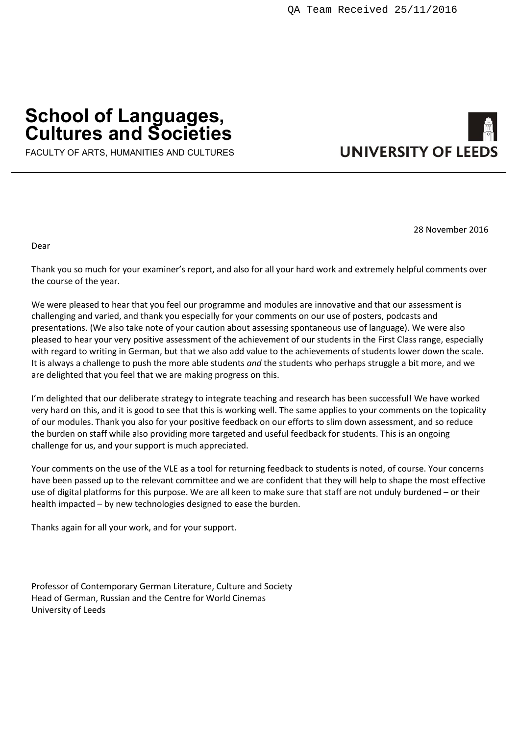QA Team Received 25/11/2016

# School of Languages, Cultures and Societies

FACULTY OF ARTS, HUMANITIES AND CULTURES

UNIVERSITY OF LEEDS

28 November 2016

Dear

Thank you so much for your examiner's report, and also for all your hard work and extremely helpful comments over the course of the year.

We were pleased to hear that you feel our programme and modules are innovative and that our assessment is challenging and varied, and thank you especially for your comments on our use of posters, podcasts and presentations. (We also take note of your caution about assessing spontaneous use of language). We were also pleased to hear your very positive assessment of the achievement of our students in the First Class range, especially with regard to writing in German, but that we also add value to the achievements of students lower down the scale. It is always a challenge to push the more able students *and* the students who perhaps struggle a bit more, and we are delighted that you feel that we are making progress on this.

I'm delighted that our deliberate strategy to integrate teaching and research has been successful! We have worked very hard on this, and it is good to see that this is working well. The same applies to your comments on the topicality of our modules. Thank you also for your positive feedback on our efforts to slim down assessment, and so reduce the burden on staff while also providing more targeted and useful feedback for students. This is an ongoing challenge for us, and your support is much appreciated.

Your comments on the use of the VLE as a tool for returning feedback to students is noted, of course. Your concerns have been passed up to the relevant committee and we are confident that they will help to shape the most effective use of digital platforms for this purpose. We are all keen to make sure that staff are not unduly burdened – or their health impacted – by new technologies designed to ease the burden.

Thanks again for all your work, and for your support.

Professor of Contemporary German Literature, Culture and Society
Head of German, Russian and the Centre for World Cinemas
University of Leeds